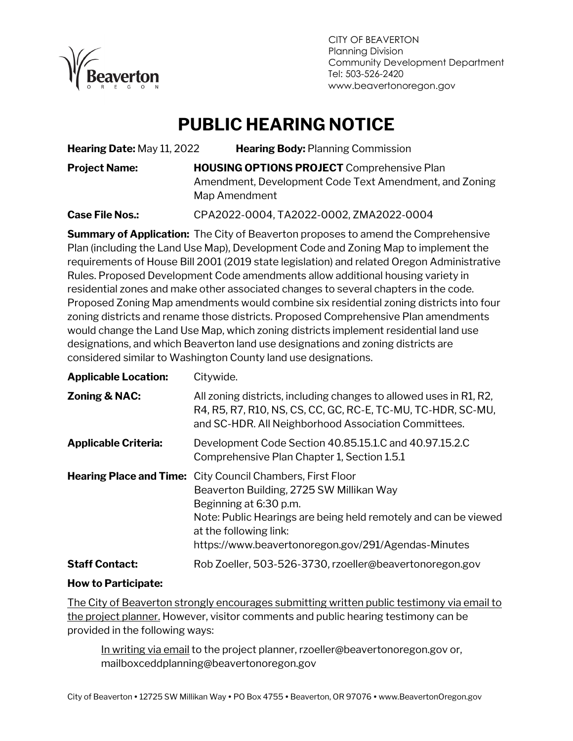CITY OF BEAVERTON
Planning Division
Community Development Department
Tel: 503-526-2420
www.beavertonoregon.gov

# PUBLIC HEARING NOTICE

**Hearing Date:** May 11, 2022 **Hearing Body:** Planning Commission

**Project Name:** **HOUSING OPTIONS PROJECT** Comprehensive Plan Amendment, Development Code Text Amendment, and Zoning Map Amendment

**Case File Nos.:** CPA2022-0004, TA2022-0002, ZMA2022-0004

**Summary of Application:** The City of Beaverton proposes to amend the Comprehensive Plan (including the Land Use Map), Development Code and Zoning Map to implement the requirements of House Bill 2001 (2019 state legislation) and related Oregon Administrative Rules. Proposed Development Code amendments allow additional housing variety in residential zones and make other associated changes to several chapters in the code. Proposed Zoning Map amendments would combine six residential zoning districts into four zoning districts and rename those districts. Proposed Comprehensive Plan amendments would change the Land Use Map, which zoning districts implement residential land use designations, and which Beaverton land use designations and zoning districts are considered similar to Washington County land use designations.

**Applicable Location:** Citywide.

**Zoning & NAC:** All zoning districts, including changes to allowed uses in R1, R2, R4, R5, R7, R10, NS, CS, CC, GC, RC-E, TC-MU, TC-HDR, SC-MU, and SC-HDR. All Neighborhood Association Committees.

**Applicable Criteria:** Development Code Section 40.85.15.1.C and 40.97.15.2.C
Comprehensive Plan Chapter 1, Section 1.5.1

**Hearing Place and Time:** City Council Chambers, First Floor
Beaverton Building, 2725 SW Millikan Way
Beginning at 6:30 p.m.
Note: Public Hearings are being held remotely and can be viewed at the following link:
https://www.beavertonoregon.gov/291/Agendas-Minutes

**Staff Contact:** Rob Zoeller, 503-526-3730, rzoeller@beavertonoregon.gov

**How to Participate:**

The City of Beaverton strongly encourages submitting written public testimony via email to the project planner. However, visitor comments and public hearing testimony can be provided in the following ways:

In writing via email to the project planner, rzoeller@beavertonoregon.gov or, mailboxceddplanning@beavertonoregon.gov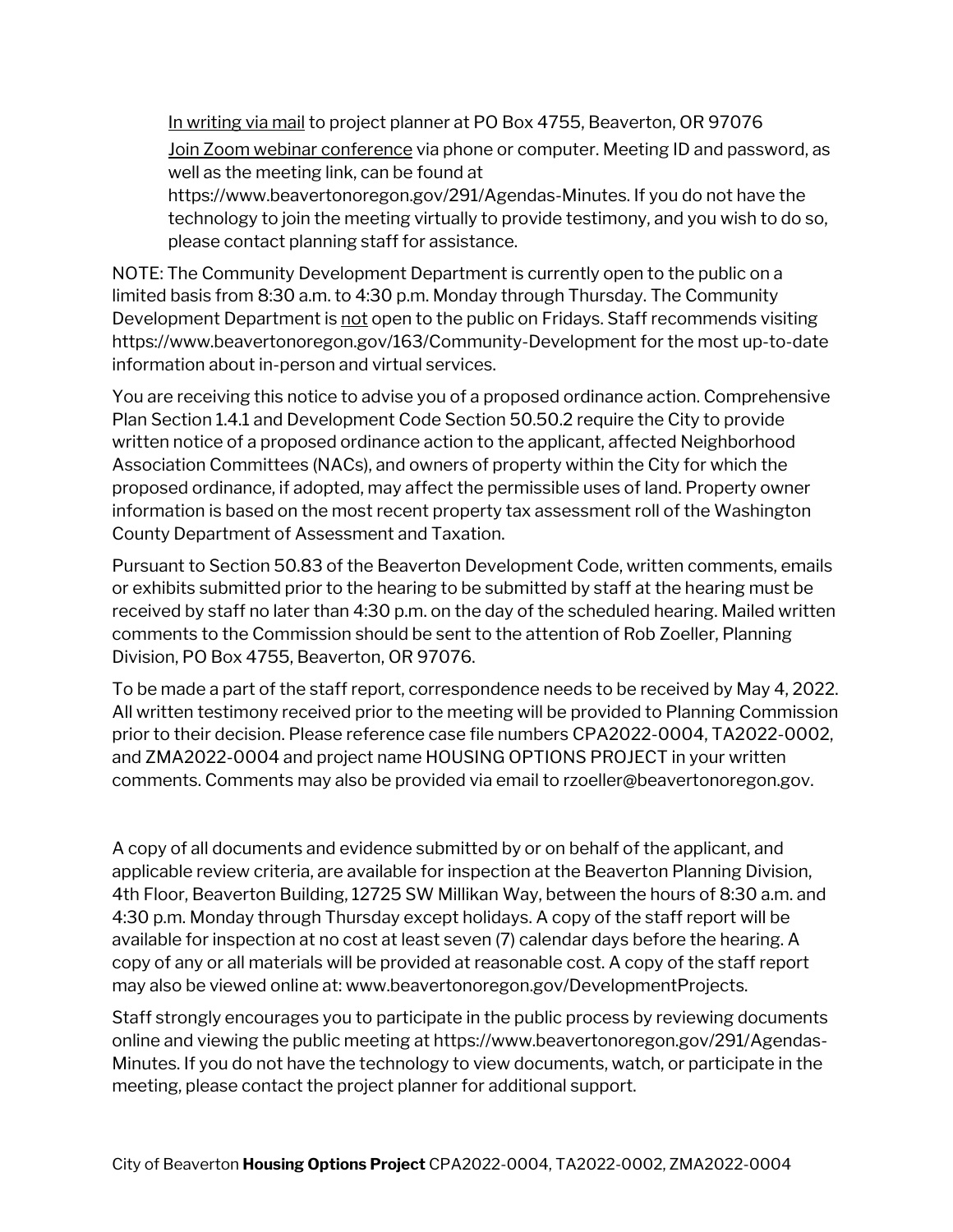<u>In writing via mail</u> to project planner at PO Box 4755, Beaverton, OR 97076

<u>Join Zoom webinar conference</u> via phone or computer. Meeting ID and password, as well as the meeting link, can be found at https://www.beavertonoregon.gov/291/Agendas-Minutes. If you do not have the technology to join the meeting virtually to provide testimony, and you wish to do so, please contact planning staff for assistance.

NOTE: The Community Development Department is currently open to the public on a limited basis from 8:30 a.m. to 4:30 p.m. Monday through Thursday. The Community Development Department is <u>not</u> open to the public on Fridays. Staff recommends visiting https://www.beavertonoregon.gov/163/Community-Development for the most up-to-date information about in-person and virtual services.

You are receiving this notice to advise you of a proposed ordinance action. Comprehensive Plan Section 1.4.1 and Development Code Section 50.50.2 require the City to provide written notice of a proposed ordinance action to the applicant, affected Neighborhood Association Committees (NACs), and owners of property within the City for which the proposed ordinance, if adopted, may affect the permissible uses of land. Property owner information is based on the most recent property tax assessment roll of the Washington County Department of Assessment and Taxation.

Pursuant to Section 50.83 of the Beaverton Development Code, written comments, emails or exhibits submitted prior to the hearing to be submitted by staff at the hearing must be received by staff no later than 4:30 p.m. on the day of the scheduled hearing. Mailed written comments to the Commission should be sent to the attention of Rob Zoeller, Planning Division, PO Box 4755, Beaverton, OR 97076.

To be made a part of the staff report, correspondence needs to be received by May 4, 2022. All written testimony received prior to the meeting will be provided to Planning Commission prior to their decision. Please reference case file numbers CPA2022-0004, TA2022-0002, and ZMA2022-0004 and project name HOUSING OPTIONS PROJECT in your written comments. Comments may also be provided via email to rzoeller@beavertonoregon.gov.

A copy of all documents and evidence submitted by or on behalf of the applicant, and applicable review criteria, are available for inspection at the Beaverton Planning Division, 4th Floor, Beaverton Building, 12725 SW Millikan Way, between the hours of 8:30 a.m. and 4:30 p.m. Monday through Thursday except holidays. A copy of the staff report will be available for inspection at no cost at least seven (7) calendar days before the hearing. A copy of any or all materials will be provided at reasonable cost. A copy of the staff report may also be viewed online at: www.beavertonoregon.gov/DevelopmentProjects.

Staff strongly encourages you to participate in the public process by reviewing documents online and viewing the public meeting at https://www.beavertonoregon.gov/291/Agendas-Minutes. If you do not have the technology to view documents, watch, or participate in the meeting, please contact the project planner for additional support.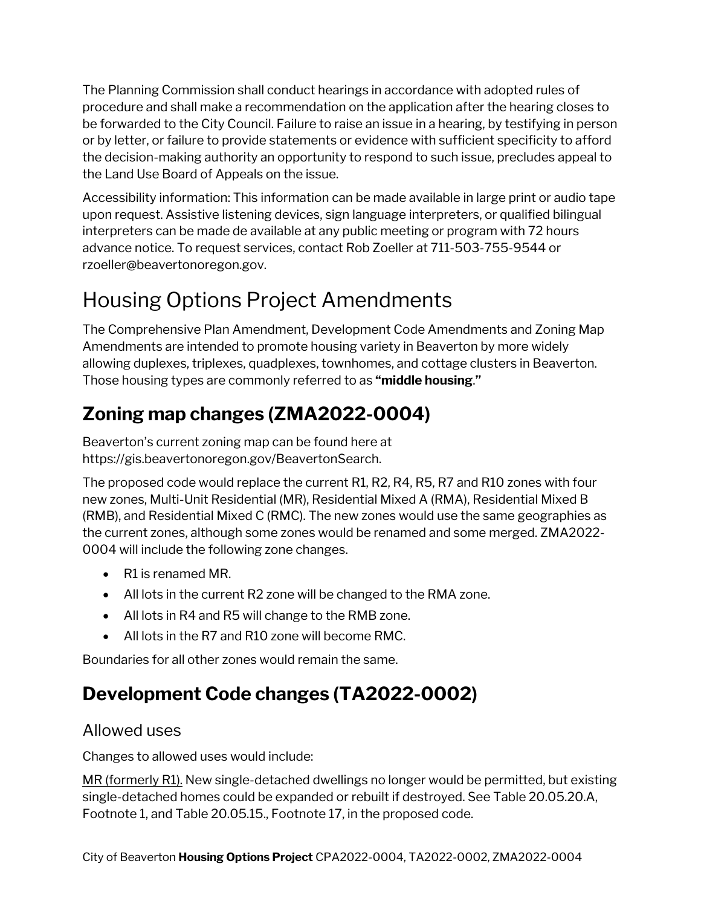The Planning Commission shall conduct hearings in accordance with adopted rules of procedure and shall make a recommendation on the application after the hearing closes to be forwarded to the City Council. Failure to raise an issue in a hearing, by testifying in person or by letter, or failure to provide statements or evidence with sufficient specificity to afford the decision-making authority an opportunity to respond to such issue, precludes appeal to the Land Use Board of Appeals on the issue.

Accessibility information: This information can be made available in large print or audio tape upon request. Assistive listening devices, sign language interpreters, or qualified bilingual interpreters can be made de available at any public meeting or program with 72 hours advance notice. To request services, contact Rob Zoeller at 711-503-755-9544 or rzoeller@beavertonoregon.gov.

# Housing Options Project Amendments

The Comprehensive Plan Amendment, Development Code Amendments and Zoning Map Amendments are intended to promote housing variety in Beaverton by more widely allowing duplexes, triplexes, quadplexes, townhomes, and cottage clusters in Beaverton. Those housing types are commonly referred to as **"middle housing."**

## Zoning map changes (ZMA2022-0004)

Beaverton's current zoning map can be found here at https://gis.beavertonoregon.gov/BeavertonSearch.

The proposed code would replace the current R1, R2, R4, R5, R7 and R10 zones with four new zones, Multi-Unit Residential (MR), Residential Mixed A (RMA), Residential Mixed B (RMB), and Residential Mixed C (RMC). The new zones would use the same geographies as the current zones, although some zones would be renamed and some merged. ZMA2022-0004 will include the following zone changes.

- R1 is renamed MR.
- All lots in the current R2 zone will be changed to the RMA zone.
- All lots in R4 and R5 will change to the RMB zone.
- All lots in the R7 and R10 zone will become RMC.

Boundaries for all other zones would remain the same.

## Development Code changes (TA2022-0002)

### Allowed uses

Changes to allowed uses would include:

MR (formerly R1). New single-detached dwellings no longer would be permitted, but existing single-detached homes could be expanded or rebuilt if destroyed. See Table 20.05.20.A, Footnote 1, and Table 20.05.15., Footnote 17, in the proposed code.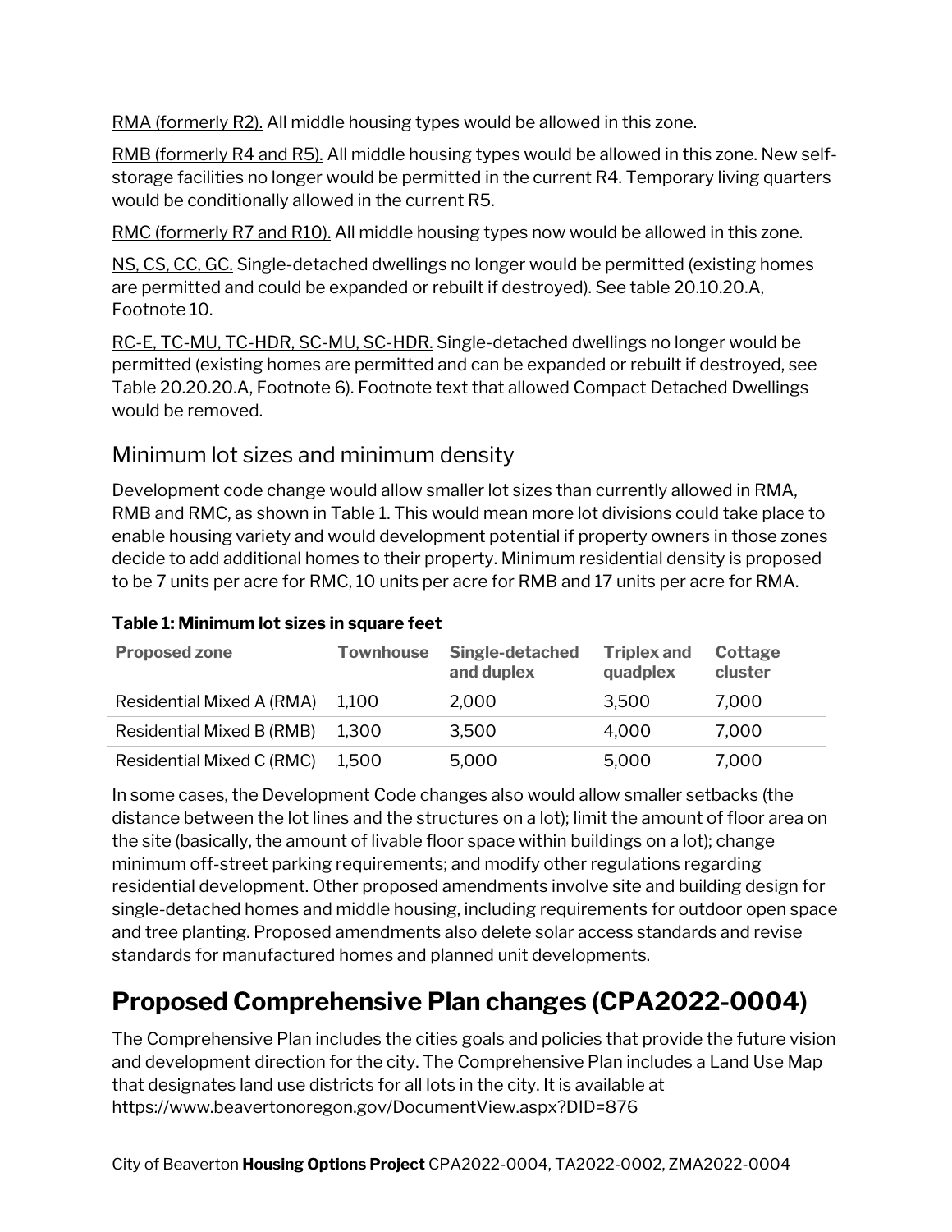RMA (formerly R2). All middle housing types would be allowed in this zone.

RMB (formerly R4 and R5). All middle housing types would be allowed in this zone. New self-storage facilities no longer would be permitted in the current R4. Temporary living quarters would be conditionally allowed in the current R5.

RMC (formerly R7 and R10). All middle housing types now would be allowed in this zone.

NS, CS, CC, GC. Single-detached dwellings no longer would be permitted (existing homes are permitted and could be expanded or rebuilt if destroyed). See table 20.10.20.A, Footnote 10.

RC-E, TC-MU, TC-HDR, SC-MU, SC-HDR. Single-detached dwellings no longer would be permitted (existing homes are permitted and can be expanded or rebuilt if destroyed, see Table 20.20.20.A, Footnote 6). Footnote text that allowed Compact Detached Dwellings would be removed.

## Minimum lot sizes and minimum density

Development code change would allow smaller lot sizes than currently allowed in RMA, RMB and RMC, as shown in Table 1. This would mean more lot divisions could take place to enable housing variety and would development potential if property owners in those zones decide to add additional homes to their property. Minimum residential density is proposed to be 7 units per acre for RMC, 10 units per acre for RMB and 17 units per acre for RMA.

**Table 1: Minimum lot sizes in square feet**

| Proposed zone | Townhouse | Single-detached and duplex | Triplex and quadplex | Cottage cluster |
|---|---|---|---|---|
| Residential Mixed A (RMA) | 1,100 | 2,000 | 3,500 | 7,000 |
| Residential Mixed B (RMB) | 1,300 | 3,500 | 4,000 | 7,000 |
| Residential Mixed C (RMC) | 1,500 | 5,000 | 5,000 | 7,000 |

In some cases, the Development Code changes also would allow smaller setbacks (the distance between the lot lines and the structures on a lot); limit the amount of floor area on the site (basically, the amount of livable floor space within buildings on a lot); change minimum off-street parking requirements; and modify other regulations regarding residential development. Other proposed amendments involve site and building design for single-detached homes and middle housing, including requirements for outdoor open space and tree planting. Proposed amendments also delete solar access standards and revise standards for manufactured homes and planned unit developments.

# Proposed Comprehensive Plan changes (CPA2022-0004)

The Comprehensive Plan includes the cities goals and policies that provide the future vision and development direction for the city. The Comprehensive Plan includes a Land Use Map that designates land use districts for all lots in the city. It is available at https://www.beavertonoregon.gov/DocumentView.aspx?DID=876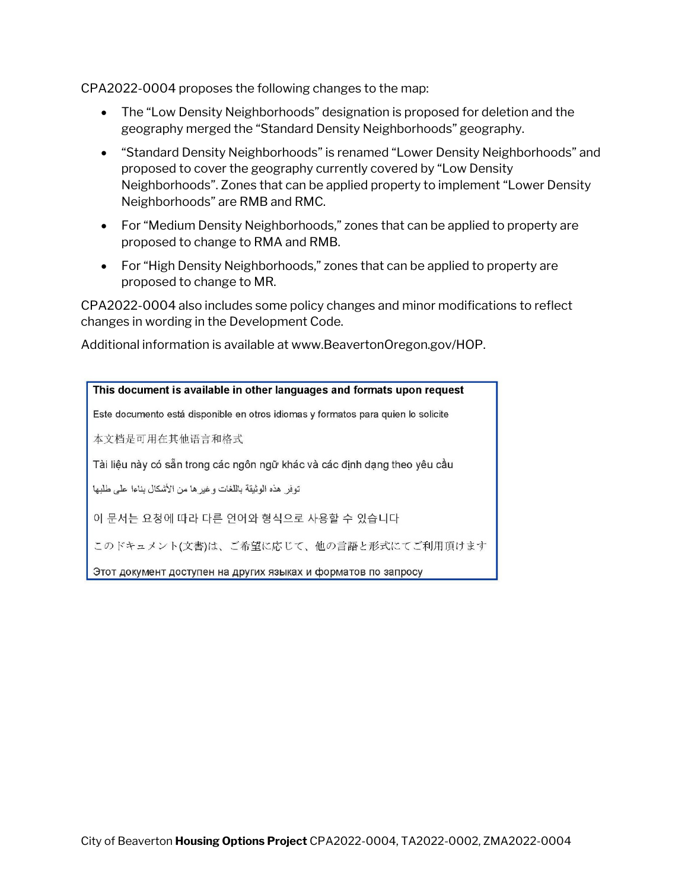CPA2022-0004 proposes the following changes to the map:

- The “Low Density Neighborhoods” designation is proposed for deletion and the geography merged the “Standard Density Neighborhoods” geography.
- “Standard Density Neighborhoods” is renamed “Lower Density Neighborhoods” and proposed to cover the geography currently covered by “Low Density Neighborhoods”. Zones that can be applied property to implement “Lower Density Neighborhoods” are RMB and RMC.
- For “Medium Density Neighborhoods,” zones that can be applied to property are proposed to change to RMA and RMB.
- For “High Density Neighborhoods,” zones that can be applied to property are proposed to change to MR.

CPA2022-0004 also includes some policy changes and minor modifications to reflect changes in wording in the Development Code.

Additional information is available at www.BeavertonOregon.gov/HOP.

**This document is available in other languages and formats upon request**

Este documento está disponible en otros idiomas y formatos para quien lo solicite

本文档是可用在其他语言和格式

Tài liệu này có sẵn trong các ngôn ngữ khác và các định dạng theo yêu cầu

توفر هذه الوثيقة باللغات وغيرها من الأشكال بناءا على طلبها

이 문서는 요청에 따라 다른 언어와 형식으로 사용할 수 있습니다

このドキュメント(文書)は、ご希望に応じて、他の言語と形式にてご利用頂けます

Этот документ доступен на других языках и форматов по запросу